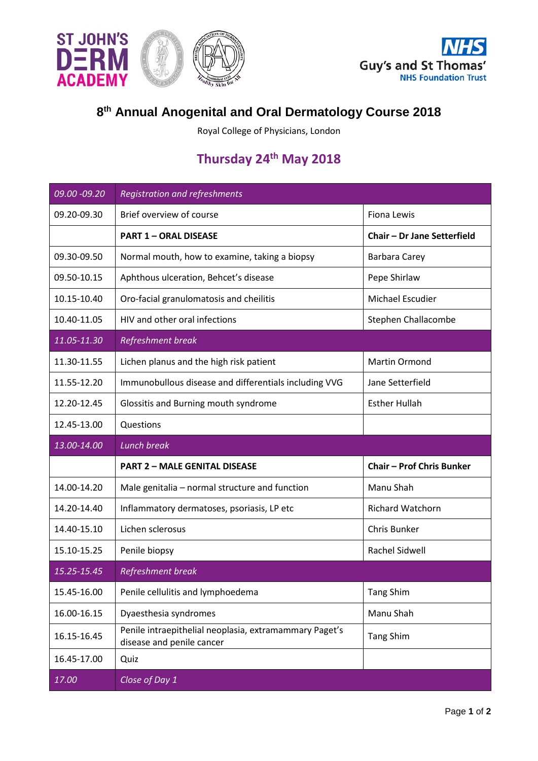ST JOHN'S DERM ACADEMY

Guy's and St Thomas' NHS Foundation Trust

# 8th Annual Anogenital and Oral Dermatology Course 2018

Royal College of Physicians, London

## Thursday 24th May 2018

| | | |
|---|---|---|
| *09.00 -09.20* | *Registration and refreshments* | |
| 09.20-09.30 | Brief overview of course | Fiona Lewis |
| | **PART 1 – ORAL DISEASE** | **Chair – Dr Jane Setterfield** |
| 09.30-09.50 | Normal mouth, how to examine, taking a biopsy | Barbara Carey |
| 09.50-10.15 | Aphthous ulceration, Behcet's disease | Pepe Shirlaw |
| 10.15-10.40 | Oro-facial granulomatosis and cheilitis | Michael Escudier |
| 10.40-11.05 | HIV and other oral infections | Stephen Challacombe |
| *11.05-11.30* | *Refreshment break* | |
| 11.30-11.55 | Lichen planus and the high risk patient | Martin Ormond |
| 11.55-12.20 | Immunobullous disease and differentials including VVG | Jane Setterfield |
| 12.20-12.45 | Glossitis and Burning mouth syndrome | Esther Hullah |
| 12.45-13.00 | Questions | |
| *13.00-14.00* | *Lunch break* | |
| | **PART 2 – MALE GENITAL DISEASE** | **Chair – Prof Chris Bunker** |
| 14.00-14.20 | Male genitalia – normal structure and function | Manu Shah |
| 14.20-14.40 | Inflammatory dermatoses, psoriasis, LP etc | Richard Watchorn |
| 14.40-15.10 | Lichen sclerosus | Chris Bunker |
| 15.10-15.25 | Penile biopsy | Rachel Sidwell |
| *15.25-15.45* | *Refreshment break* | |
| 15.45-16.00 | Penile cellulitis and lymphoedema | Tang Shim |
| 16.00-16.15 | Dyaesthesia syndromes | Manu Shah |
| 16.15-16.45 | Penile intraepithelial neoplasia, extramammary Paget's disease and penile cancer | Tang Shim |
| 16.45-17.00 | Quiz | |
| *17.00* | *Close of Day 1* | |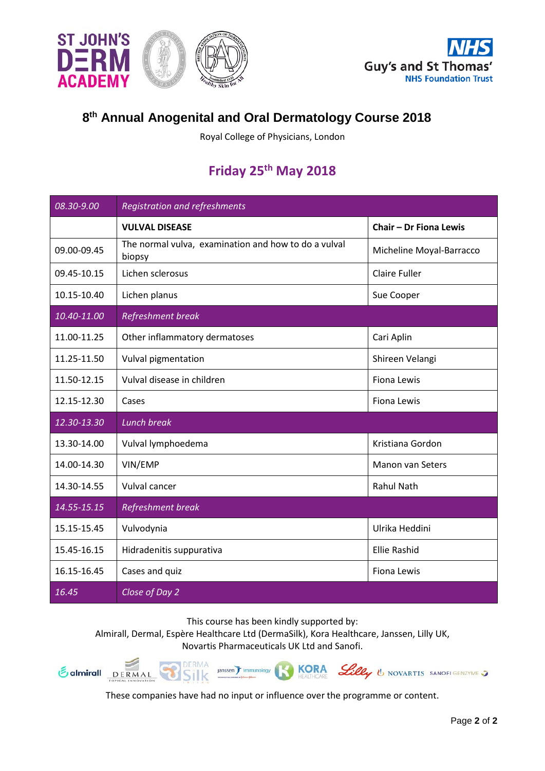# 8th Annual Anogenital and Oral Dermatology Course 2018

Royal College of Physicians, London

## Friday 25th May 2018

| | | |
|---|---|---|
| *08.30-9.00* | *Registration and refreshments* | |
| | **VULVAL DISEASE** | **Chair – Dr Fiona Lewis** |
| 09.00-09.45 | The normal vulva, examination and how to do a vulval biopsy | Micheline Moyal-Barracco |
| 09.45-10.15 | Lichen sclerosus | Claire Fuller |
| 10.15-10.40 | Lichen planus | Sue Cooper |
| *10.40-11.00* | *Refreshment break* | |
| 11.00-11.25 | Other inflammatory dermatoses | Cari Aplin |
| 11.25-11.50 | Vulval pigmentation | Shireen Velangi |
| 11.50-12.15 | Vulval disease in children | Fiona Lewis |
| 12.15-12.30 | Cases | Fiona Lewis |
| *12.30-13.30* | *Lunch break* | |
| 13.30-14.00 | Vulval lymphoedema | Kristiana Gordon |
| 14.00-14.30 | VIN/EMP | Manon van Seters |
| 14.30-14.55 | Vulval cancer | Rahul Nath |
| *14.55-15.15* | *Refreshment break* | |
| 15.15-15.45 | Vulvodynia | Ulrika Heddini |
| 15.45-16.15 | Hidradenitis suppurativa | Ellie Rashid |
| 16.15-16.45 | Cases and quiz | Fiona Lewis |
| *16.45* | *Close of Day 2* | |

This course has been kindly supported by:
Almirall, Dermal, Espère Healthcare Ltd (DermaSilk), Kora Healthcare, Janssen, Lilly UK, Novartis Pharmaceuticals UK Ltd and Sanofi.

These companies have had no input or influence over the programme or content.